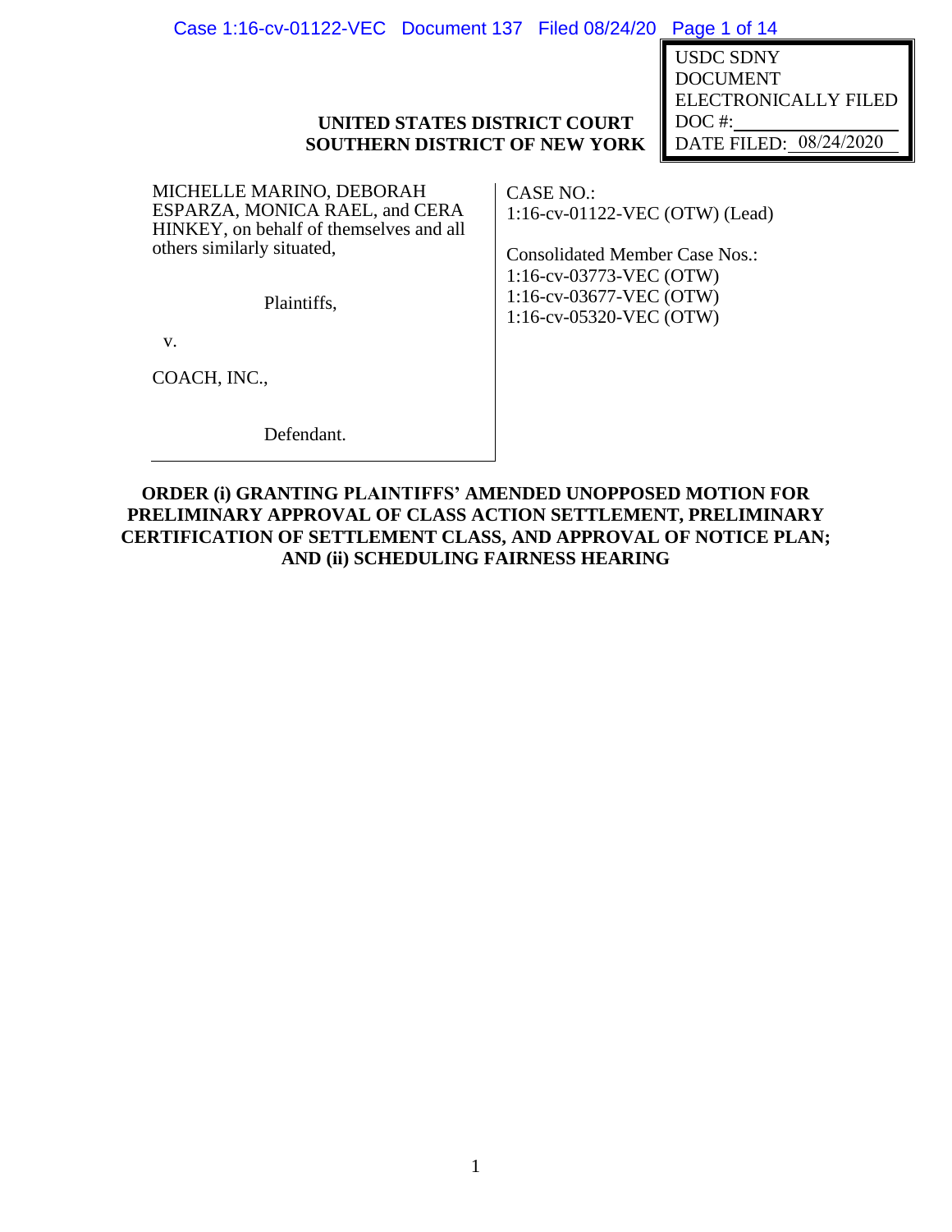USDC SDNY
DOCUMENT
ELECTRONICALLY FILED
DOC #:
DATE FILED: 08/24/2020

**UNITED STATES DISTRICT COURT**
**SOUTHERN DISTRICT OF NEW YORK**

| | |
|---|---|
| MICHELLE MARINO, DEBORAH ESPARZA, MONICA RAEL, and CERA HINKEY, on behalf of themselves and all others similarly situated,<br><br>Plaintiffs,<br><br>v.<br><br>COACH, INC.,<br><br>Defendant. | CASE NO.:<br>1:16-cv-01122-VEC (OTW) (Lead)<br><br>Consolidated Member Case Nos.:<br>1:16-cv-03773-VEC (OTW)<br>1:16-cv-03677-VEC (OTW)<br>1:16-cv-05320-VEC (OTW) |

**ORDER (i) GRANTING PLAINTIFFS' AMENDED UNOPPOSED MOTION FOR PRELIMINARY APPROVAL OF CLASS ACTION SETTLEMENT, PRELIMINARY CERTIFICATION OF SETTLEMENT CLASS, AND APPROVAL OF NOTICE PLAN; AND (ii) SCHEDULING FAIRNESS HEARING**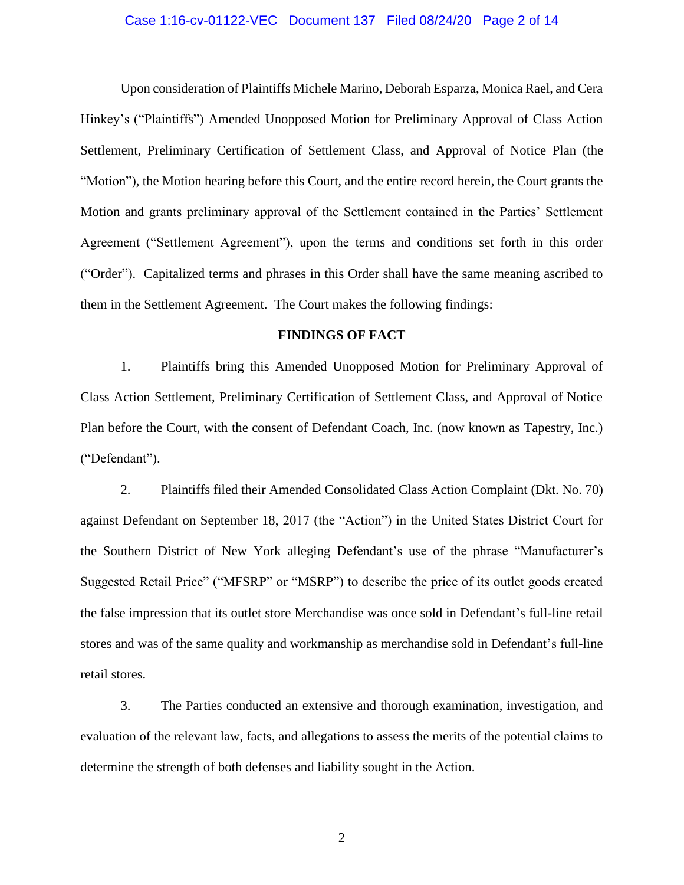Upon consideration of Plaintiffs Michele Marino, Deborah Esparza, Monica Rael, and Cera Hinkey's ("Plaintiffs") Amended Unopposed Motion for Preliminary Approval of Class Action Settlement, Preliminary Certification of Settlement Class, and Approval of Notice Plan (the "Motion"), the Motion hearing before this Court, and the entire record herein, the Court grants the Motion and grants preliminary approval of the Settlement contained in the Parties' Settlement Agreement ("Settlement Agreement"), upon the terms and conditions set forth in this order ("Order"). Capitalized terms and phrases in this Order shall have the same meaning ascribed to them in the Settlement Agreement. The Court makes the following findings:

**FINDINGS OF FACT**

1. Plaintiffs bring this Amended Unopposed Motion for Preliminary Approval of Class Action Settlement, Preliminary Certification of Settlement Class, and Approval of Notice Plan before the Court, with the consent of Defendant Coach, Inc. (now known as Tapestry, Inc.) ("Defendant").

2. Plaintiffs filed their Amended Consolidated Class Action Complaint (Dkt. No. 70) against Defendant on September 18, 2017 (the "Action") in the United States District Court for the Southern District of New York alleging Defendant's use of the phrase "Manufacturer's Suggested Retail Price" ("MFSRP" or "MSRP") to describe the price of its outlet goods created the false impression that its outlet store Merchandise was once sold in Defendant's full-line retail stores and was of the same quality and workmanship as merchandise sold in Defendant's full-line retail stores.

3. The Parties conducted an extensive and thorough examination, investigation, and evaluation of the relevant law, facts, and allegations to assess the merits of the potential claims to determine the strength of both defenses and liability sought in the Action.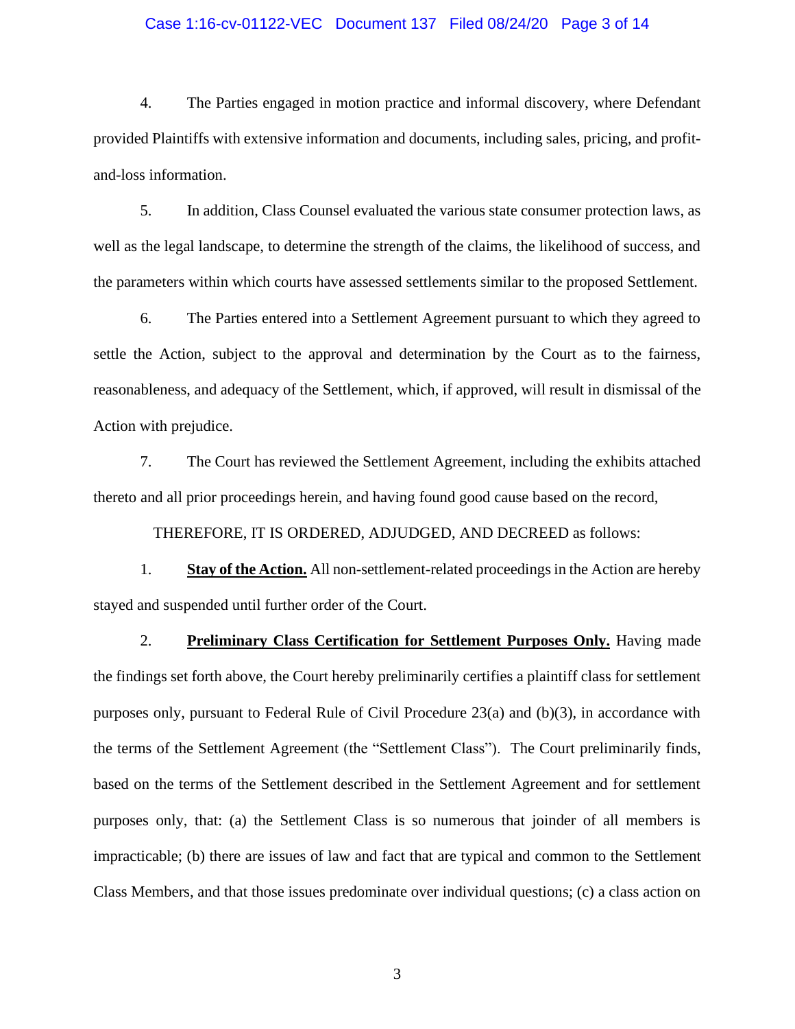4. The Parties engaged in motion practice and informal discovery, where Defendant provided Plaintiffs with extensive information and documents, including sales, pricing, and profit-and-loss information.

5. In addition, Class Counsel evaluated the various state consumer protection laws, as well as the legal landscape, to determine the strength of the claims, the likelihood of success, and the parameters within which courts have assessed settlements similar to the proposed Settlement.

6. The Parties entered into a Settlement Agreement pursuant to which they agreed to settle the Action, subject to the approval and determination by the Court as to the fairness, reasonableness, and adequacy of the Settlement, which, if approved, will result in dismissal of the Action with prejudice.

7. The Court has reviewed the Settlement Agreement, including the exhibits attached thereto and all prior proceedings herein, and having found good cause based on the record,

THEREFORE, IT IS ORDERED, ADJUDGED, AND DECREED as follows:

1. **Stay of the Action.** All non-settlement-related proceedings in the Action are hereby stayed and suspended until further order of the Court.

2. **Preliminary Class Certification for Settlement Purposes Only.** Having made the findings set forth above, the Court hereby preliminarily certifies a plaintiff class for settlement purposes only, pursuant to Federal Rule of Civil Procedure 23(a) and (b)(3), in accordance with the terms of the Settlement Agreement (the "Settlement Class"). The Court preliminarily finds, based on the terms of the Settlement described in the Settlement Agreement and for settlement purposes only, that: (a) the Settlement Class is so numerous that joinder of all members is impracticable; (b) there are issues of law and fact that are typical and common to the Settlement Class Members, and that those issues predominate over individual questions; (c) a class action on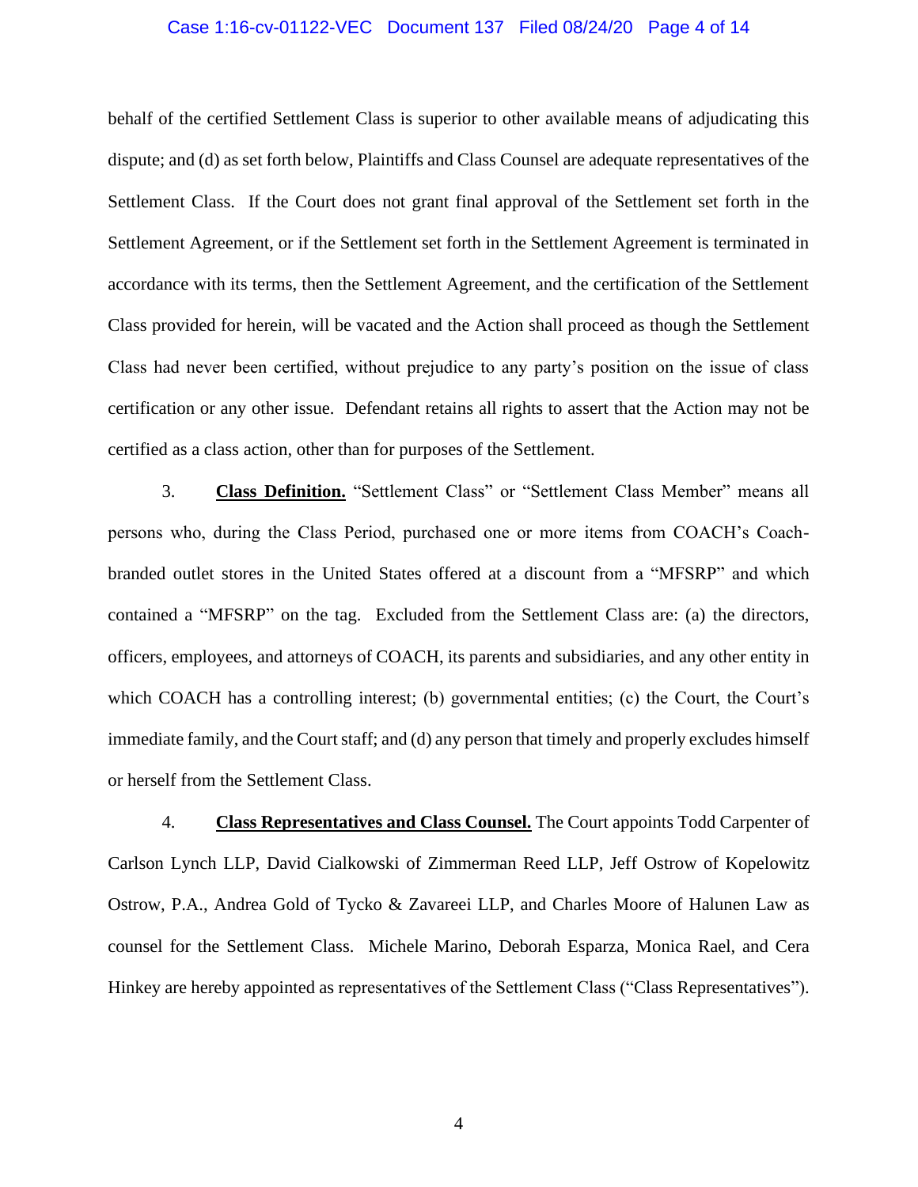behalf of the certified Settlement Class is superior to other available means of adjudicating this dispute; and (d) as set forth below, Plaintiffs and Class Counsel are adequate representatives of the Settlement Class. If the Court does not grant final approval of the Settlement set forth in the Settlement Agreement, or if the Settlement set forth in the Settlement Agreement is terminated in accordance with its terms, then the Settlement Agreement, and the certification of the Settlement Class provided for herein, will be vacated and the Action shall proceed as though the Settlement Class had never been certified, without prejudice to any party's position on the issue of class certification or any other issue. Defendant retains all rights to assert that the Action may not be certified as a class action, other than for purposes of the Settlement.

3. **Class Definition.** "Settlement Class" or "Settlement Class Member" means all persons who, during the Class Period, purchased one or more items from COACH's Coach-branded outlet stores in the United States offered at a discount from a "MFSRP" and which contained a "MFSRP" on the tag. Excluded from the Settlement Class are: (a) the directors, officers, employees, and attorneys of COACH, its parents and subsidiaries, and any other entity in which COACH has a controlling interest; (b) governmental entities; (c) the Court, the Court's immediate family, and the Court staff; and (d) any person that timely and properly excludes himself or herself from the Settlement Class.

4. **Class Representatives and Class Counsel.** The Court appoints Todd Carpenter of Carlson Lynch LLP, David Cialkowski of Zimmerman Reed LLP, Jeff Ostrow of Kopelowitz Ostrow, P.A., Andrea Gold of Tycko & Zavareei LLP, and Charles Moore of Halunen Law as counsel for the Settlement Class. Michele Marino, Deborah Esparza, Monica Rael, and Cera Hinkey are hereby appointed as representatives of the Settlement Class ("Class Representatives").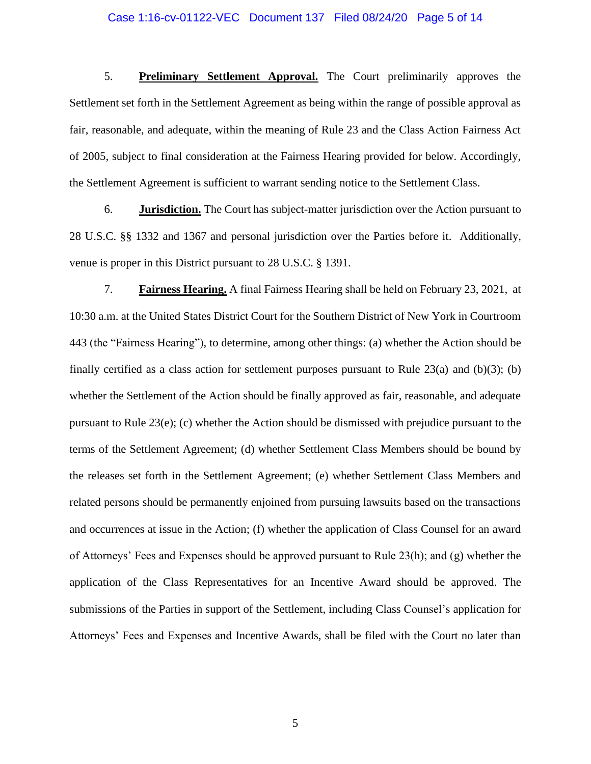5. **Preliminary Settlement Approval.** The Court preliminarily approves the Settlement set forth in the Settlement Agreement as being within the range of possible approval as fair, reasonable, and adequate, within the meaning of Rule 23 and the Class Action Fairness Act of 2005, subject to final consideration at the Fairness Hearing provided for below. Accordingly, the Settlement Agreement is sufficient to warrant sending notice to the Settlement Class.

6. **Jurisdiction.** The Court has subject-matter jurisdiction over the Action pursuant to 28 U.S.C. §§ 1332 and 1367 and personal jurisdiction over the Parties before it. Additionally, venue is proper in this District pursuant to 28 U.S.C. § 1391.

7. **Fairness Hearing.** A final Fairness Hearing shall be held on February 23, 2021, at 10:30 a.m. at the United States District Court for the Southern District of New York in Courtroom 443 (the "Fairness Hearing"), to determine, among other things: (a) whether the Action should be finally certified as a class action for settlement purposes pursuant to Rule 23(a) and (b)(3); (b) whether the Settlement of the Action should be finally approved as fair, reasonable, and adequate pursuant to Rule 23(e); (c) whether the Action should be dismissed with prejudice pursuant to the terms of the Settlement Agreement; (d) whether Settlement Class Members should be bound by the releases set forth in the Settlement Agreement; (e) whether Settlement Class Members and related persons should be permanently enjoined from pursuing lawsuits based on the transactions and occurrences at issue in the Action; (f) whether the application of Class Counsel for an award of Attorneys' Fees and Expenses should be approved pursuant to Rule 23(h); and (g) whether the application of the Class Representatives for an Incentive Award should be approved. The submissions of the Parties in support of the Settlement, including Class Counsel's application for Attorneys' Fees and Expenses and Incentive Awards, shall be filed with the Court no later than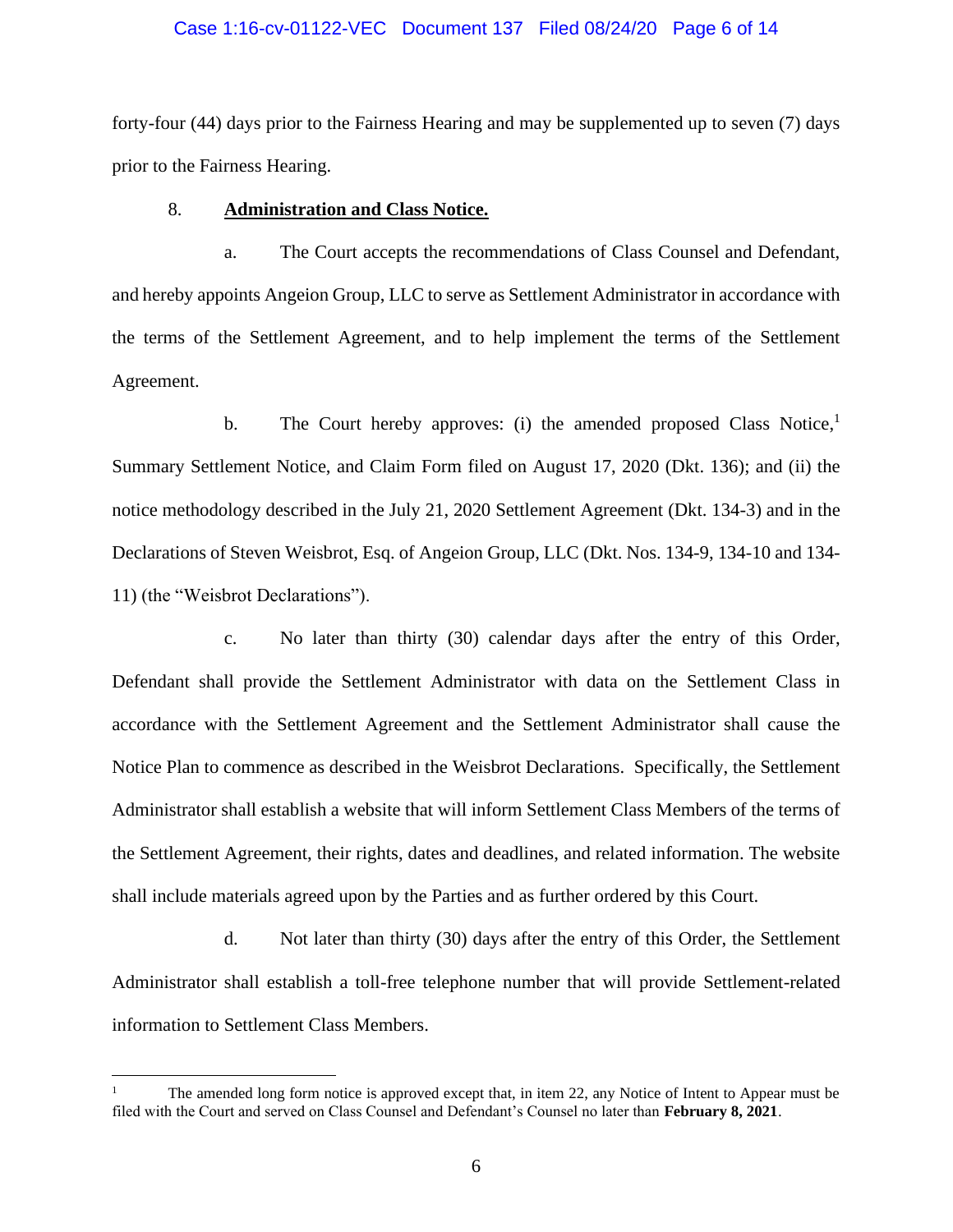forty-four (44) days prior to the Fairness Hearing and may be supplemented up to seven (7) days prior to the Fairness Hearing.

8. **Administration and Class Notice.**

a. The Court accepts the recommendations of Class Counsel and Defendant, and hereby appoints Angeion Group, LLC to serve as Settlement Administrator in accordance with the terms of the Settlement Agreement, and to help implement the terms of the Settlement Agreement.

b. The Court hereby approves: (i) the amended proposed Class Notice,[1] Summary Settlement Notice, and Claim Form filed on August 17, 2020 (Dkt. 136); and (ii) the notice methodology described in the July 21, 2020 Settlement Agreement (Dkt. 134-3) and in the Declarations of Steven Weisbrot, Esq. of Angeion Group, LLC (Dkt. Nos. 134-9, 134-10 and 134-11) (the "Weisbrot Declarations").

c. No later than thirty (30) calendar days after the entry of this Order, Defendant shall provide the Settlement Administrator with data on the Settlement Class in accordance with the Settlement Agreement and the Settlement Administrator shall cause the Notice Plan to commence as described in the Weisbrot Declarations. Specifically, the Settlement Administrator shall establish a website that will inform Settlement Class Members of the terms of the Settlement Agreement, their rights, dates and deadlines, and related information. The website shall include materials agreed upon by the Parties and as further ordered by this Court.

d. Not later than thirty (30) days after the entry of this Order, the Settlement Administrator shall establish a toll-free telephone number that will provide Settlement-related information to Settlement Class Members.

---

[1] The amended long form notice is approved except that, in item 22, any Notice of Intent to Appear must be filed with the Court and served on Class Counsel and Defendant's Counsel no later than **February 8, 2021**.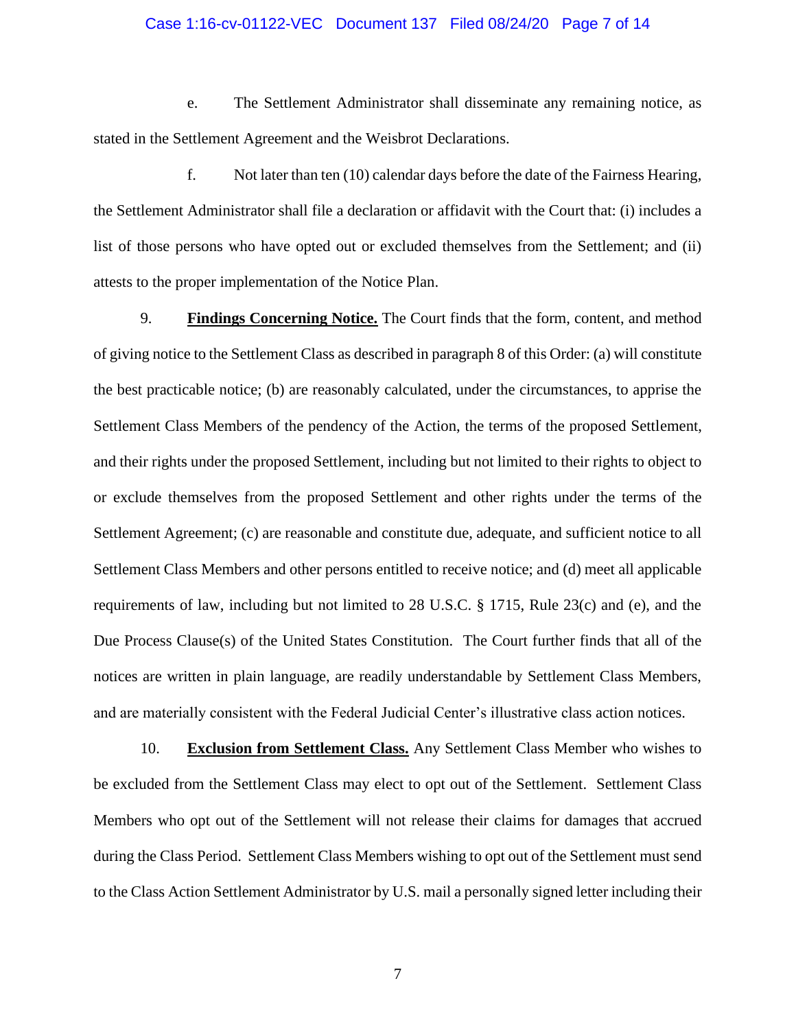e. The Settlement Administrator shall disseminate any remaining notice, as stated in the Settlement Agreement and the Weisbrot Declarations.

f. Not later than ten (10) calendar days before the date of the Fairness Hearing, the Settlement Administrator shall file a declaration or affidavit with the Court that: (i) includes a list of those persons who have opted out or excluded themselves from the Settlement; and (ii) attests to the proper implementation of the Notice Plan.

9. **Findings Concerning Notice.** The Court finds that the form, content, and method of giving notice to the Settlement Class as described in paragraph 8 of this Order: (a) will constitute the best practicable notice; (b) are reasonably calculated, under the circumstances, to apprise the Settlement Class Members of the pendency of the Action, the terms of the proposed Settlement, and their rights under the proposed Settlement, including but not limited to their rights to object to or exclude themselves from the proposed Settlement and other rights under the terms of the Settlement Agreement; (c) are reasonable and constitute due, adequate, and sufficient notice to all Settlement Class Members and other persons entitled to receive notice; and (d) meet all applicable requirements of law, including but not limited to 28 U.S.C. § 1715, Rule 23(c) and (e), and the Due Process Clause(s) of the United States Constitution. The Court further finds that all of the notices are written in plain language, are readily understandable by Settlement Class Members, and are materially consistent with the Federal Judicial Center's illustrative class action notices.

10. **Exclusion from Settlement Class.** Any Settlement Class Member who wishes to be excluded from the Settlement Class may elect to opt out of the Settlement. Settlement Class Members who opt out of the Settlement will not release their claims for damages that accrued during the Class Period. Settlement Class Members wishing to opt out of the Settlement must send to the Class Action Settlement Administrator by U.S. mail a personally signed letter including their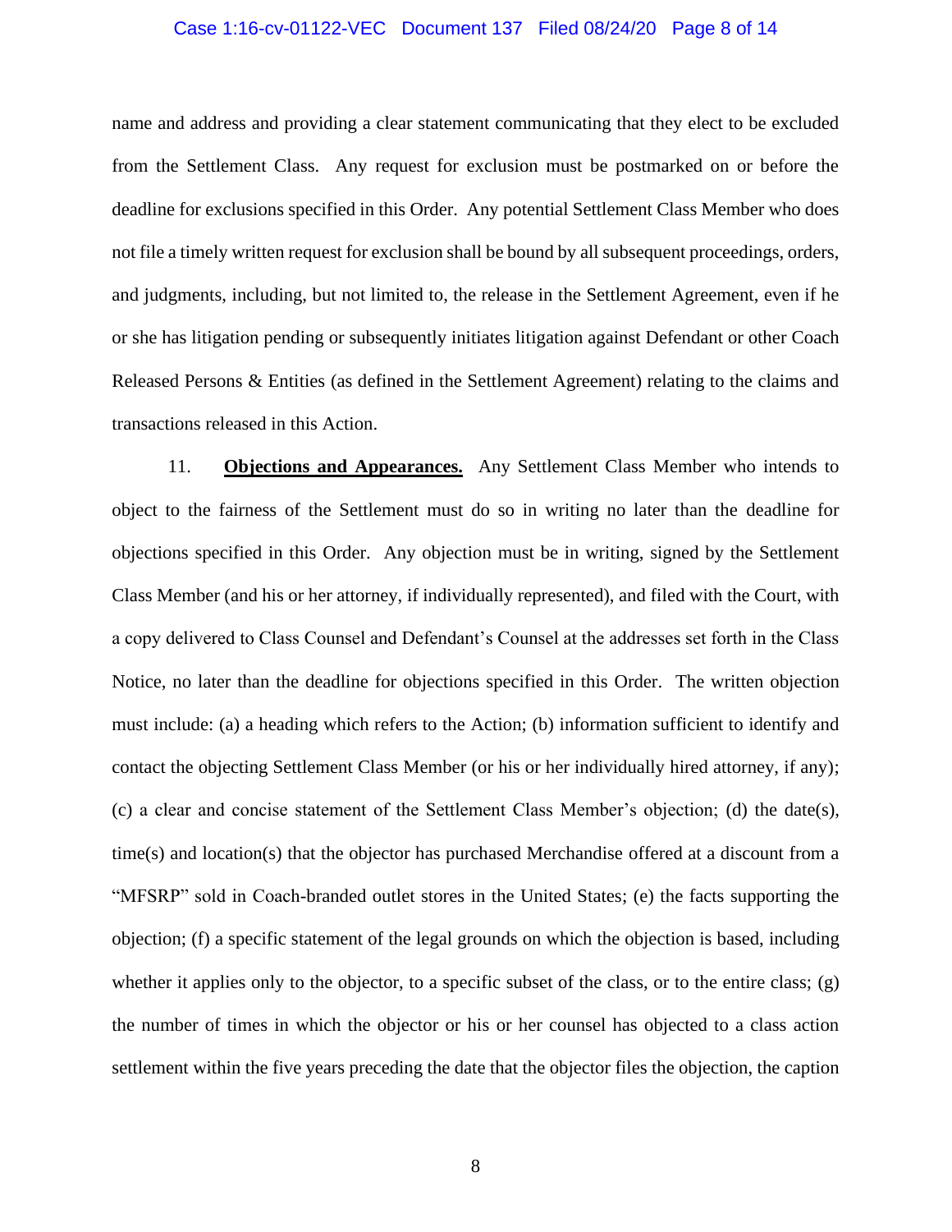name and address and providing a clear statement communicating that they elect to be excluded from the Settlement Class. Any request for exclusion must be postmarked on or before the deadline for exclusions specified in this Order. Any potential Settlement Class Member who does not file a timely written request for exclusion shall be bound by all subsequent proceedings, orders, and judgments, including, but not limited to, the release in the Settlement Agreement, even if he or she has litigation pending or subsequently initiates litigation against Defendant or other Coach Released Persons & Entities (as defined in the Settlement Agreement) relating to the claims and transactions released in this Action.

11. **Objections and Appearances.** Any Settlement Class Member who intends to object to the fairness of the Settlement must do so in writing no later than the deadline for objections specified in this Order. Any objection must be in writing, signed by the Settlement Class Member (and his or her attorney, if individually represented), and filed with the Court, with a copy delivered to Class Counsel and Defendant's Counsel at the addresses set forth in the Class Notice, no later than the deadline for objections specified in this Order. The written objection must include: (a) a heading which refers to the Action; (b) information sufficient to identify and contact the objecting Settlement Class Member (or his or her individually hired attorney, if any); (c) a clear and concise statement of the Settlement Class Member's objection; (d) the date(s), time(s) and location(s) that the objector has purchased Merchandise offered at a discount from a "MFSRP" sold in Coach-branded outlet stores in the United States; (e) the facts supporting the objection; (f) a specific statement of the legal grounds on which the objection is based, including whether it applies only to the objector, to a specific subset of the class, or to the entire class; (g) the number of times in which the objector or his or her counsel has objected to a class action settlement within the five years preceding the date that the objector files the objection, the caption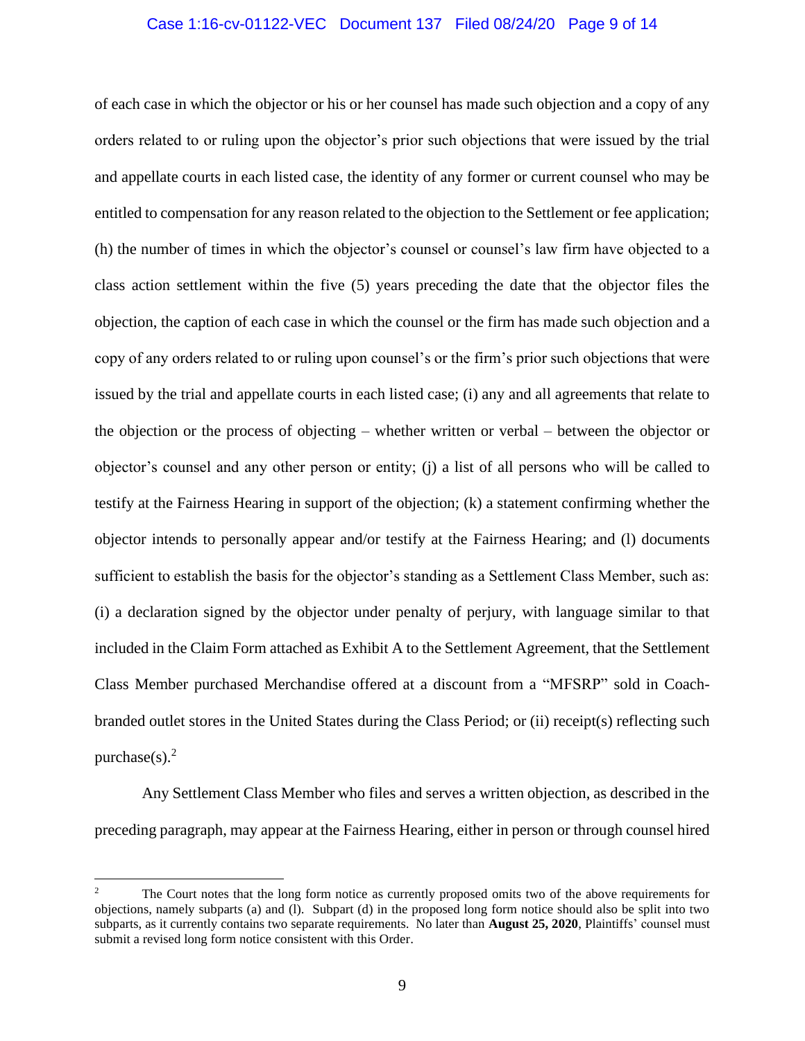of each case in which the objector or his or her counsel has made such objection and a copy of any orders related to or ruling upon the objector's prior such objections that were issued by the trial and appellate courts in each listed case, the identity of any former or current counsel who may be entitled to compensation for any reason related to the objection to the Settlement or fee application; (h) the number of times in which the objector's counsel or counsel's law firm have objected to a class action settlement within the five (5) years preceding the date that the objector files the objection, the caption of each case in which the counsel or the firm has made such objection and a copy of any orders related to or ruling upon counsel's or the firm's prior such objections that were issued by the trial and appellate courts in each listed case; (i) any and all agreements that relate to the objection or the process of objecting – whether written or verbal – between the objector or objector's counsel and any other person or entity; (j) a list of all persons who will be called to testify at the Fairness Hearing in support of the objection; (k) a statement confirming whether the objector intends to personally appear and/or testify at the Fairness Hearing; and (l) documents sufficient to establish the basis for the objector's standing as a Settlement Class Member, such as: (i) a declaration signed by the objector under penalty of perjury, with language similar to that included in the Claim Form attached as Exhibit A to the Settlement Agreement, that the Settlement Class Member purchased Merchandise offered at a discount from a "MFSRP" sold in Coach-branded outlet stores in the United States during the Class Period; or (ii) receipt(s) reflecting such purchase(s).[2]

Any Settlement Class Member who files and serves a written objection, as described in the preceding paragraph, may appear at the Fairness Hearing, either in person or through counsel hired

---

[2] The Court notes that the long form notice as currently proposed omits two of the above requirements for objections, namely subparts (a) and (l). Subpart (d) in the proposed long form notice should also be split into two subparts, as it currently contains two separate requirements. No later than **August 25, 2020**, Plaintiffs' counsel must submit a revised long form notice consistent with this Order.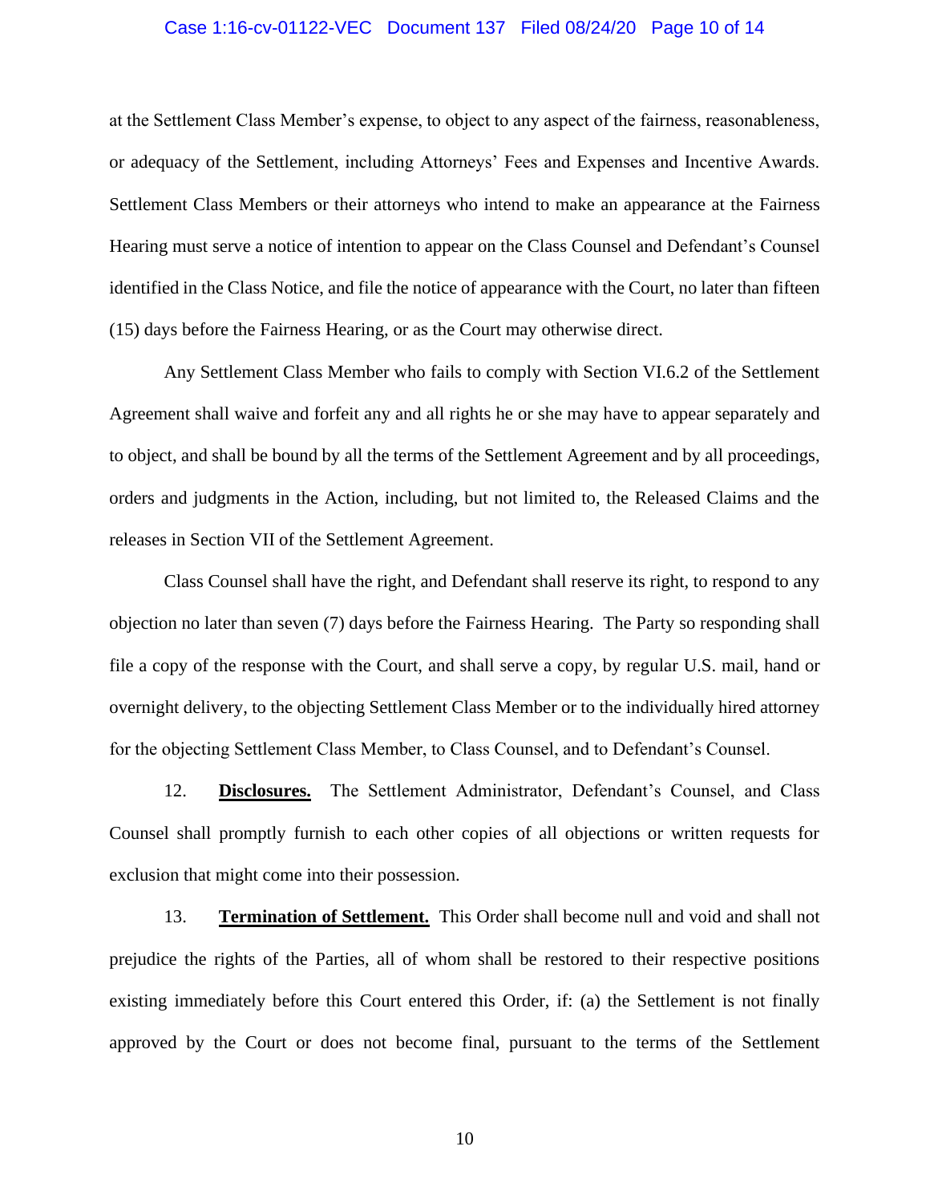at the Settlement Class Member's expense, to object to any aspect of the fairness, reasonableness, or adequacy of the Settlement, including Attorneys' Fees and Expenses and Incentive Awards. Settlement Class Members or their attorneys who intend to make an appearance at the Fairness Hearing must serve a notice of intention to appear on the Class Counsel and Defendant's Counsel identified in the Class Notice, and file the notice of appearance with the Court, no later than fifteen (15) days before the Fairness Hearing, or as the Court may otherwise direct.

Any Settlement Class Member who fails to comply with Section VI.6.2 of the Settlement Agreement shall waive and forfeit any and all rights he or she may have to appear separately and to object, and shall be bound by all the terms of the Settlement Agreement and by all proceedings, orders and judgments in the Action, including, but not limited to, the Released Claims and the releases in Section VII of the Settlement Agreement.

Class Counsel shall have the right, and Defendant shall reserve its right, to respond to any objection no later than seven (7) days before the Fairness Hearing. The Party so responding shall file a copy of the response with the Court, and shall serve a copy, by regular U.S. mail, hand or overnight delivery, to the objecting Settlement Class Member or to the individually hired attorney for the objecting Settlement Class Member, to Class Counsel, and to Defendant's Counsel.

12. **Disclosures.** The Settlement Administrator, Defendant's Counsel, and Class Counsel shall promptly furnish to each other copies of all objections or written requests for exclusion that might come into their possession.

13. **Termination of Settlement.** This Order shall become null and void and shall not prejudice the rights of the Parties, all of whom shall be restored to their respective positions existing immediately before this Court entered this Order, if: (a) the Settlement is not finally approved by the Court or does not become final, pursuant to the terms of the Settlement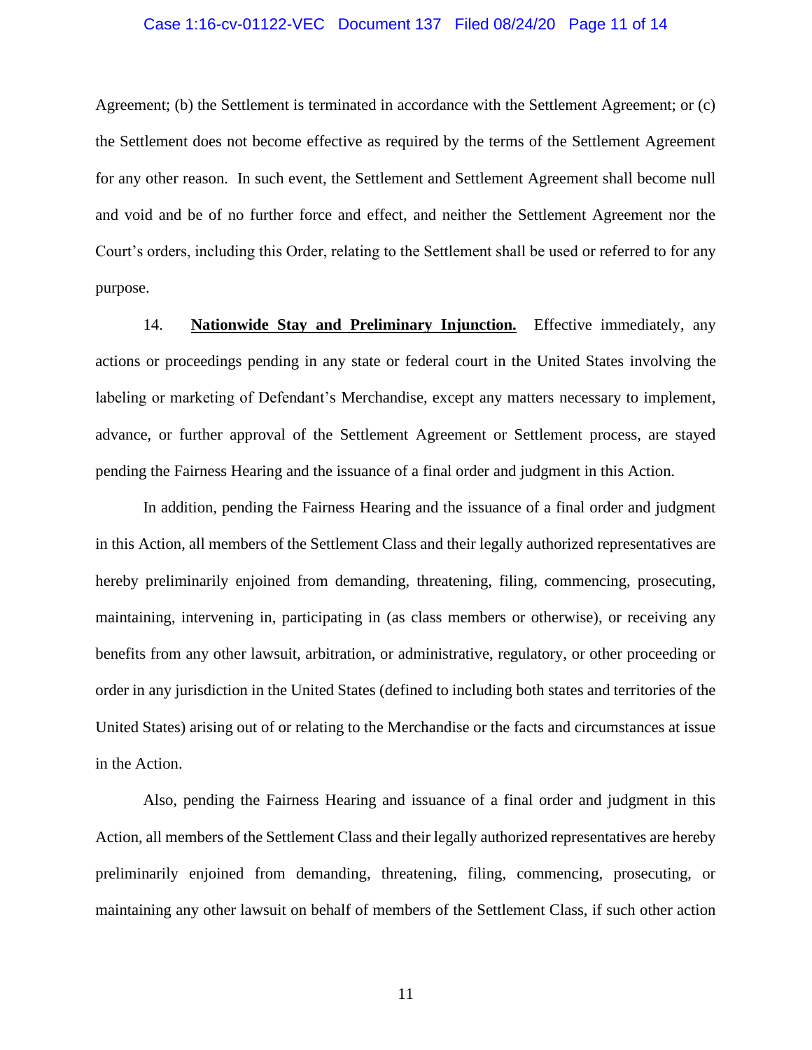Agreement; (b) the Settlement is terminated in accordance with the Settlement Agreement; or (c) the Settlement does not become effective as required by the terms of the Settlement Agreement for any other reason. In such event, the Settlement and Settlement Agreement shall become null and void and be of no further force and effect, and neither the Settlement Agreement nor the Court's orders, including this Order, relating to the Settlement shall be used or referred to for any purpose.

14. **Nationwide Stay and Preliminary Injunction.** Effective immediately, any actions or proceedings pending in any state or federal court in the United States involving the labeling or marketing of Defendant's Merchandise, except any matters necessary to implement, advance, or further approval of the Settlement Agreement or Settlement process, are stayed pending the Fairness Hearing and the issuance of a final order and judgment in this Action.

In addition, pending the Fairness Hearing and the issuance of a final order and judgment in this Action, all members of the Settlement Class and their legally authorized representatives are hereby preliminarily enjoined from demanding, threatening, filing, commencing, prosecuting, maintaining, intervening in, participating in (as class members or otherwise), or receiving any benefits from any other lawsuit, arbitration, or administrative, regulatory, or other proceeding or order in any jurisdiction in the United States (defined to including both states and territories of the United States) arising out of or relating to the Merchandise or the facts and circumstances at issue in the Action.

Also, pending the Fairness Hearing and issuance of a final order and judgment in this Action, all members of the Settlement Class and their legally authorized representatives are hereby preliminarily enjoined from demanding, threatening, filing, commencing, prosecuting, or maintaining any other lawsuit on behalf of members of the Settlement Class, if such other action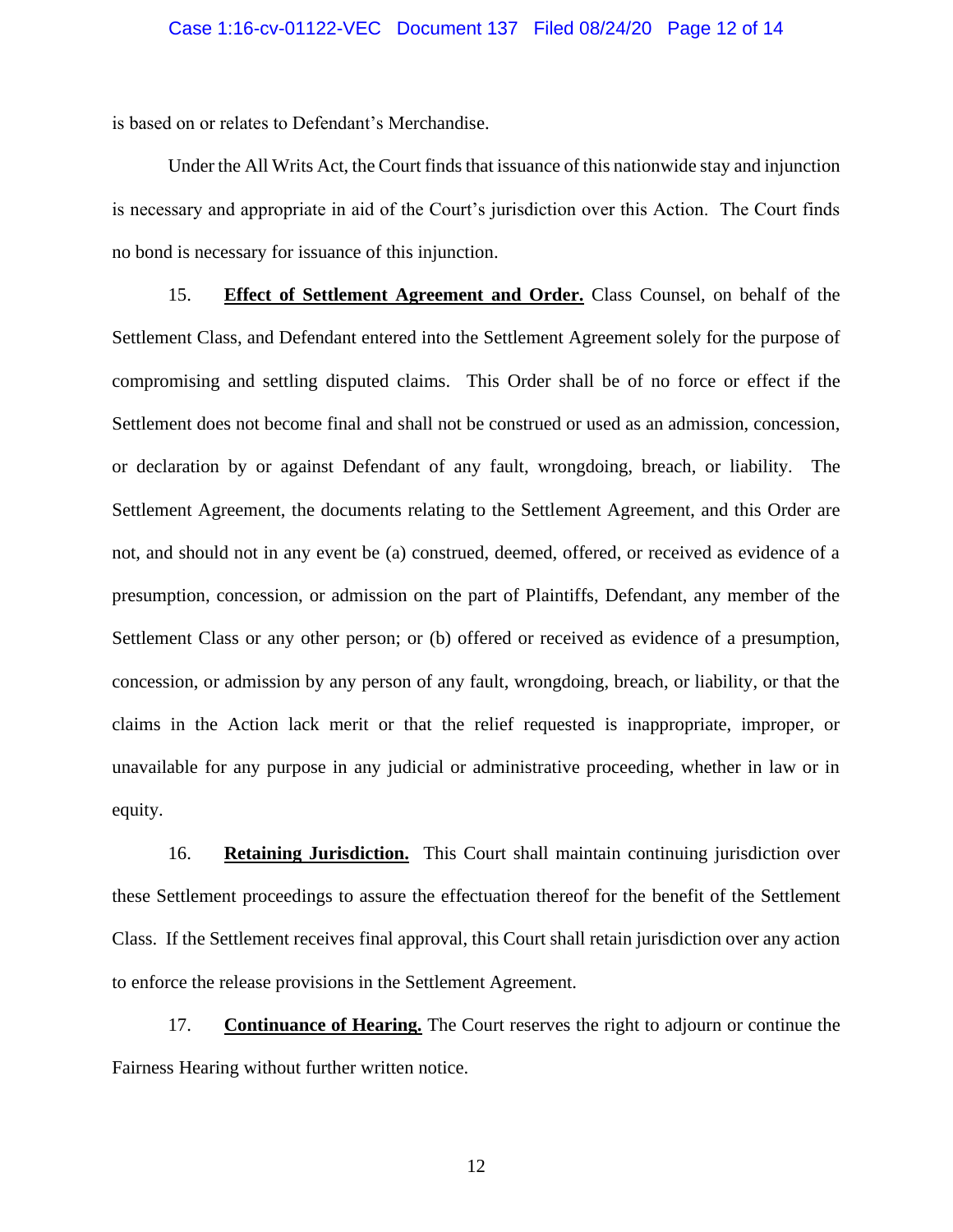is based on or relates to Defendant's Merchandise.

Under the All Writs Act, the Court finds that issuance of this nationwide stay and injunction is necessary and appropriate in aid of the Court's jurisdiction over this Action. The Court finds no bond is necessary for issuance of this injunction.

15. **Effect of Settlement Agreement and Order.** Class Counsel, on behalf of the Settlement Class, and Defendant entered into the Settlement Agreement solely for the purpose of compromising and settling disputed claims. This Order shall be of no force or effect if the Settlement does not become final and shall not be construed or used as an admission, concession, or declaration by or against Defendant of any fault, wrongdoing, breach, or liability. The Settlement Agreement, the documents relating to the Settlement Agreement, and this Order are not, and should not in any event be (a) construed, deemed, offered, or received as evidence of a presumption, concession, or admission on the part of Plaintiffs, Defendant, any member of the Settlement Class or any other person; or (b) offered or received as evidence of a presumption, concession, or admission by any person of any fault, wrongdoing, breach, or liability, or that the claims in the Action lack merit or that the relief requested is inappropriate, improper, or unavailable for any purpose in any judicial or administrative proceeding, whether in law or in equity.

16. **Retaining Jurisdiction.** This Court shall maintain continuing jurisdiction over these Settlement proceedings to assure the effectuation thereof for the benefit of the Settlement Class. If the Settlement receives final approval, this Court shall retain jurisdiction over any action to enforce the release provisions in the Settlement Agreement.

17. **Continuance of Hearing.** The Court reserves the right to adjourn or continue the Fairness Hearing without further written notice.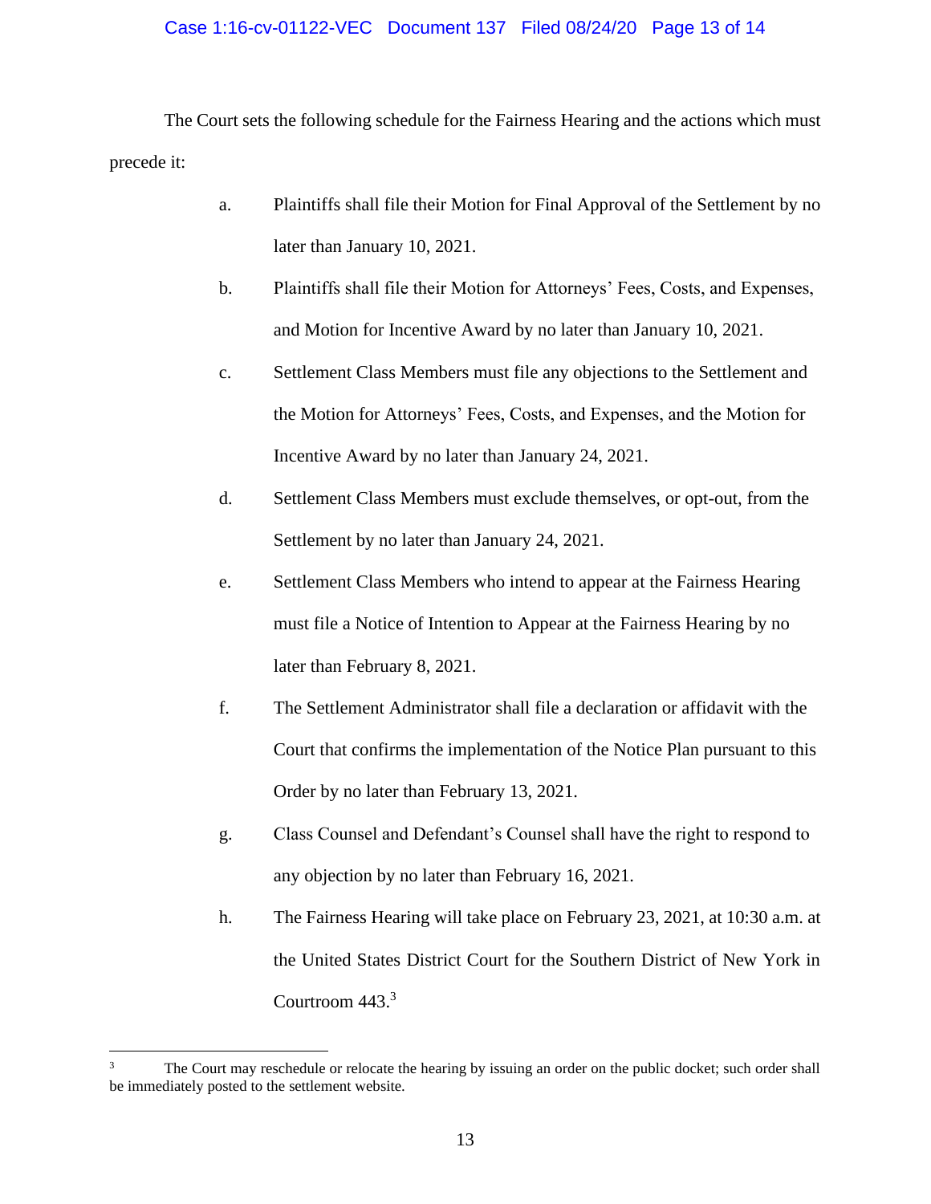The Court sets the following schedule for the Fairness Hearing and the actions which must precede it:

a. Plaintiffs shall file their Motion for Final Approval of the Settlement by no later than January 10, 2021.

b. Plaintiffs shall file their Motion for Attorneys' Fees, Costs, and Expenses, and Motion for Incentive Award by no later than January 10, 2021.

c. Settlement Class Members must file any objections to the Settlement and the Motion for Attorneys' Fees, Costs, and Expenses, and the Motion for Incentive Award by no later than January 24, 2021.

d. Settlement Class Members must exclude themselves, or opt-out, from the Settlement by no later than January 24, 2021.

e. Settlement Class Members who intend to appear at the Fairness Hearing must file a Notice of Intention to Appear at the Fairness Hearing by no later than February 8, 2021.

f. The Settlement Administrator shall file a declaration or affidavit with the Court that confirms the implementation of the Notice Plan pursuant to this Order by no later than February 13, 2021.

g. Class Counsel and Defendant's Counsel shall have the right to respond to any objection by no later than February 16, 2021.

h. The Fairness Hearing will take place on February 23, 2021, at 10:30 a.m. at the United States District Court for the Southern District of New York in Courtroom 443.[3]

---

[3] The Court may reschedule or relocate the hearing by issuing an order on the public docket; such order shall be immediately posted to the settlement website.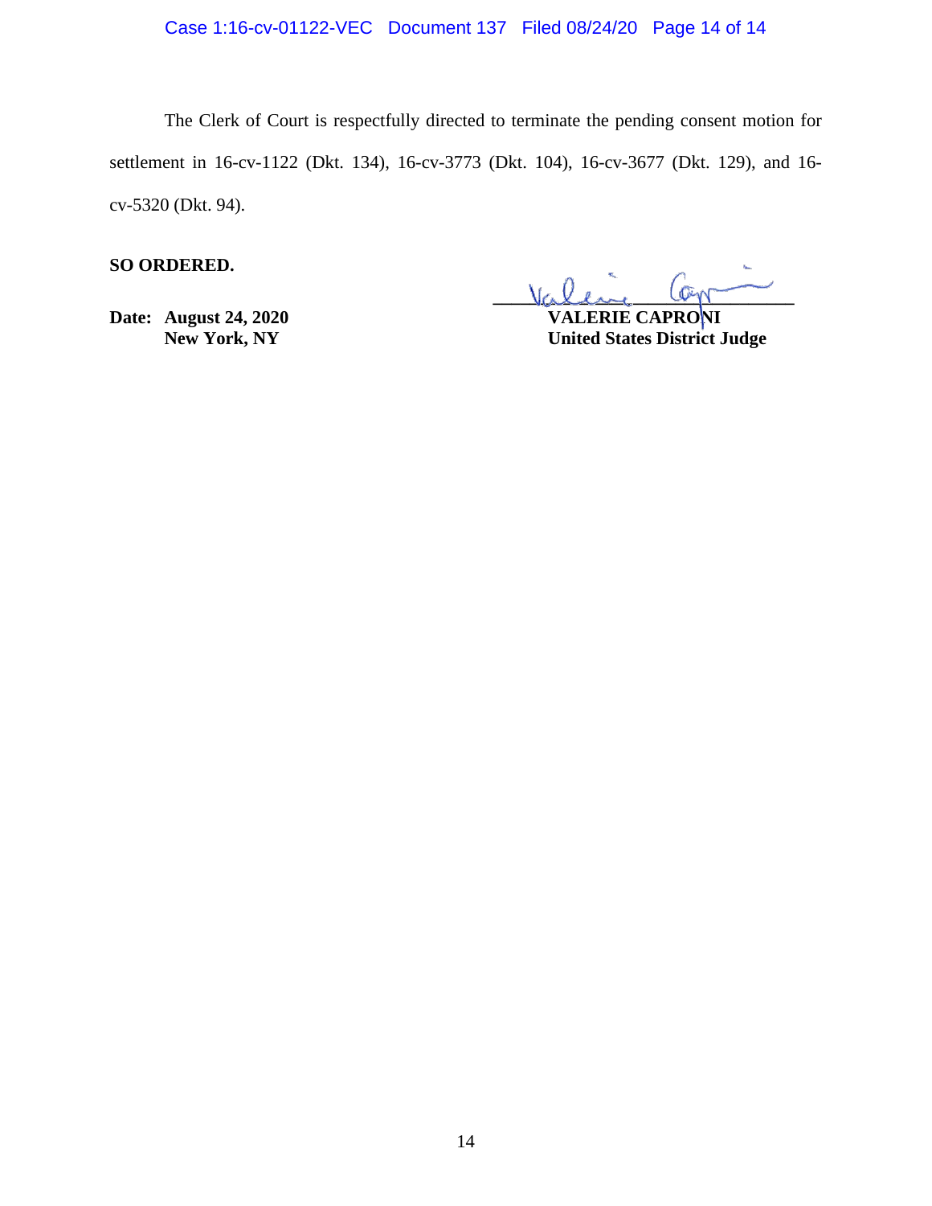The Clerk of Court is respectfully directed to terminate the pending consent motion for settlement in 16-cv-1122 (Dkt. 134), 16-cv-3773 (Dkt. 104), 16-cv-3677 (Dkt. 129), and 16-cv-5320 (Dkt. 94).

**SO ORDERED.**

**Date: August 24, 2020**
**New York, NY**

**VALERIE CAPRONI**
**United States District Judge**